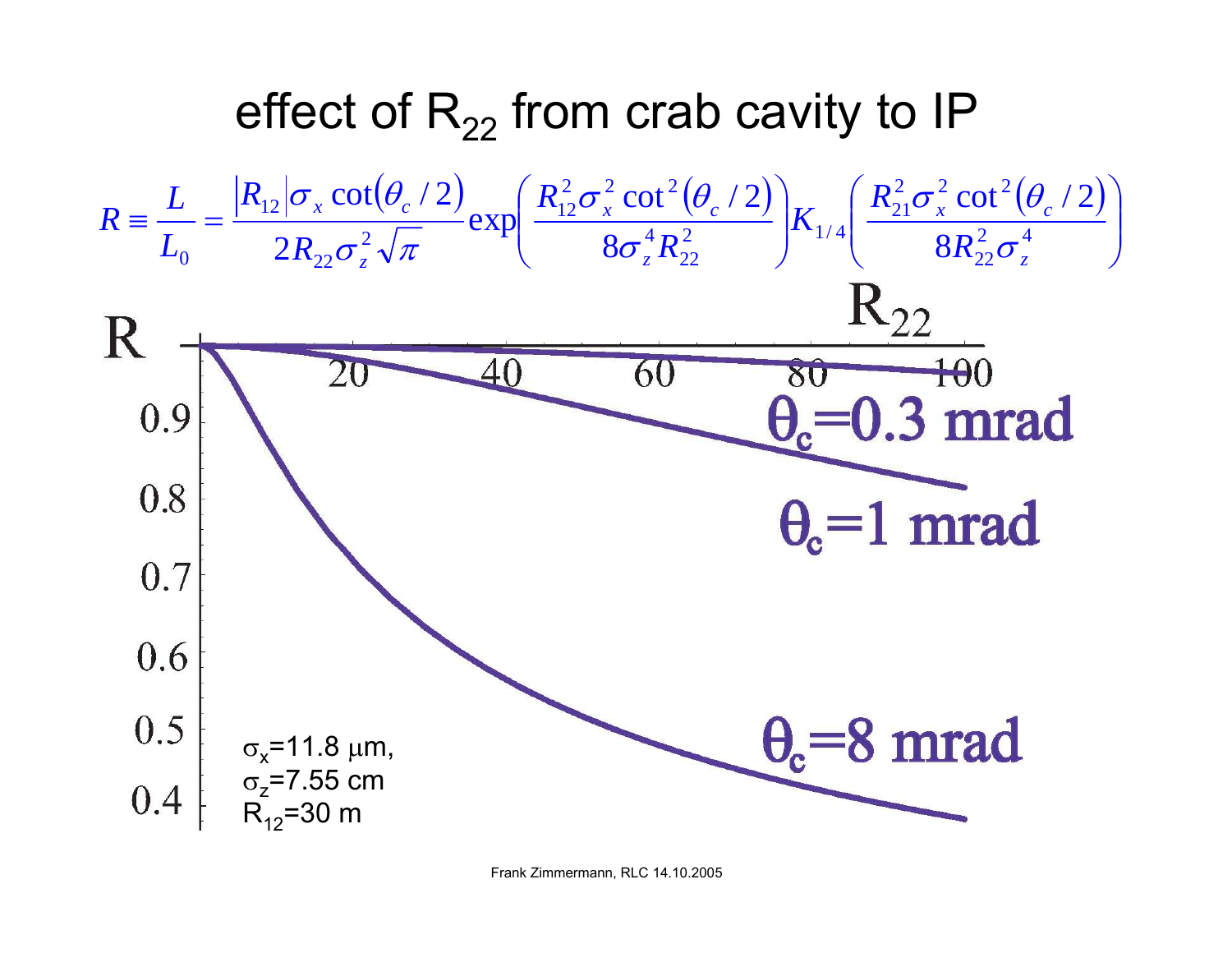# effect of $R_{22}$ from crab cavity to IP

$$R \equiv \frac{L}{L_0} = \frac{|R_{12}|\sigma_x \cot(\theta_c/2)}{2R_{22}\sigma_z^2\sqrt{\pi}} \exp\left(\frac{R_{12}^2\sigma_x^2\cot^2(\theta_c/2)}{8\sigma_z^4 R_{22}^2}\right) K_{1/4}\left(\frac{R_{21}^2\sigma_x^2\cot^2(\theta_c/2)}{8R_{22}^2\sigma_z^4}\right)$$

R

$R_{22}$

20 40 60 80 100

0.9
0.8
0.7
0.6
0.5
0.4

$\theta_c$=0.3 mrad

$\theta_c$=1 mrad

$\theta_c$=8 mrad

$\sigma_x$=11.8 μm,
$\sigma_z$=7.55 cm
$R_{12}$=30 m

Frank Zimmermann, RLC 14.10.2005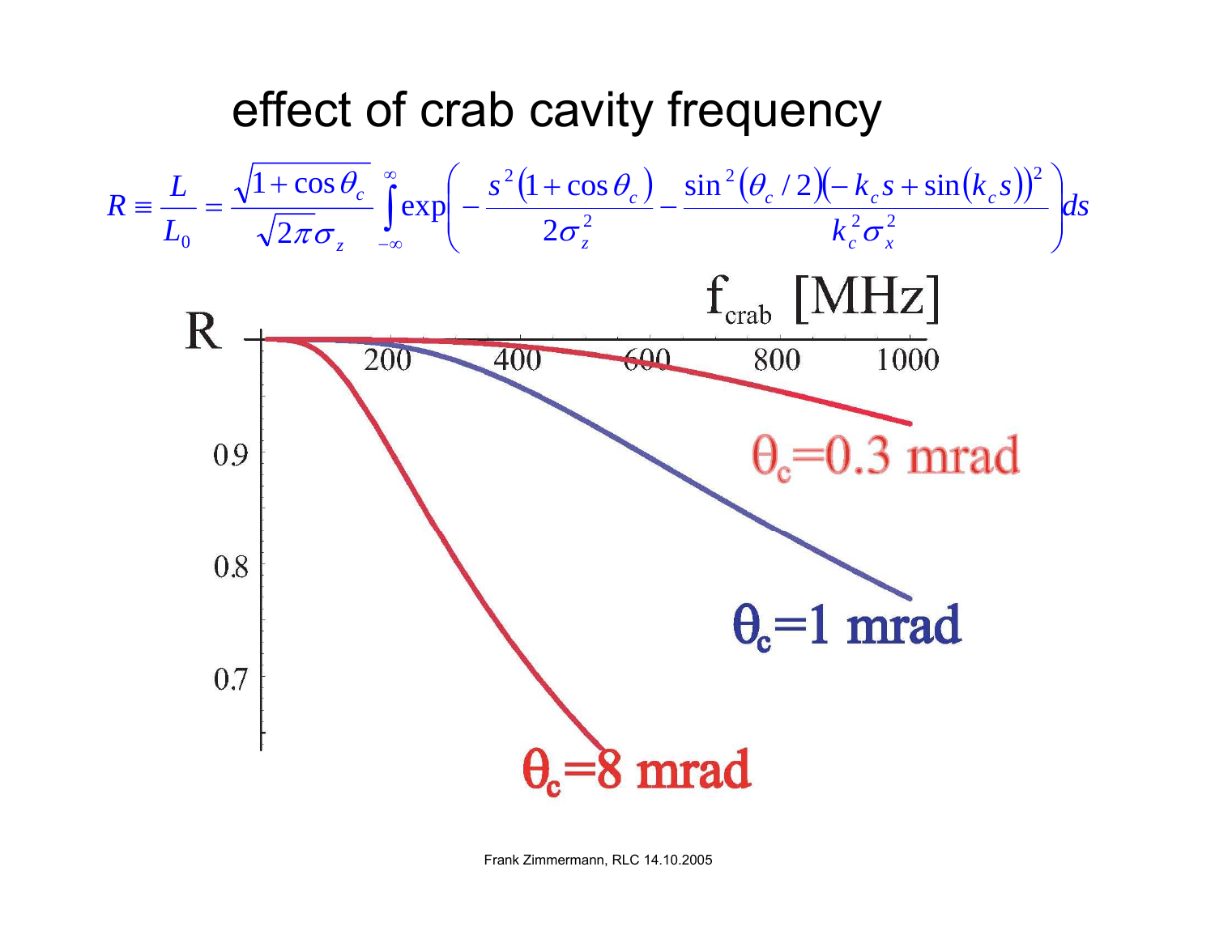# effect of crab cavity frequency

$$R \equiv \frac{L}{L_0} = \frac{\sqrt{1+\cos\theta_c}}{\sqrt{2\pi}\sigma_z} \int_{-\infty}^{\infty} \exp\left( -\frac{s^2(1+\cos\theta_c)}{2\sigma_z^2} - \frac{\sin^2(\theta_c/2)(-k_c s + \sin(k_c s))^2}{k_c^2 \sigma_x^2} \right) ds$$

R

$f_{crab}$ [MHz]

200 400 600 800 1000

0.9

0.8

0.7

$\theta_c$=0.3 mrad

$\theta_c$=1 mrad

$\theta_c$=8 mrad

Frank Zimmermann, RLC 14.10.2005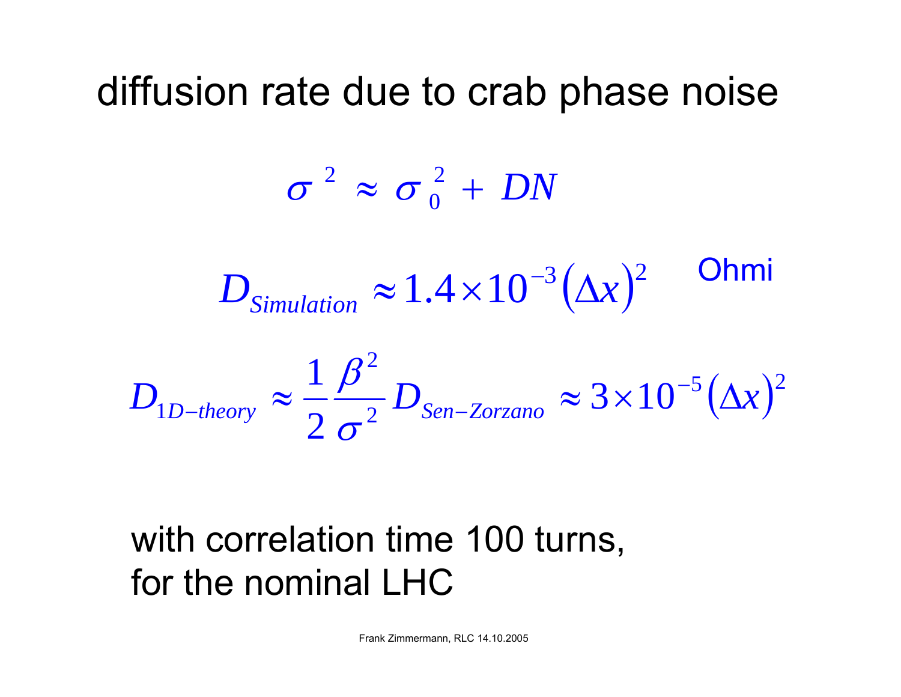# diffusion rate due to crab phase noise

$$\sigma^2 \approx \sigma_0^2 + DN$$

$$D_{Simulation} \approx 1.4 \times 10^{-3} (\Delta x)^2 \quad \text{Ohmi}$$

$$D_{1D-theory} \approx \frac{1}{2} \frac{\beta^2}{\sigma^2} D_{Sen-Zorzano} \approx 3 \times 10^{-5} (\Delta x)^2$$

with correlation time 100 turns, for the nominal LHC

Frank Zimmermann, RLC 14.10.2005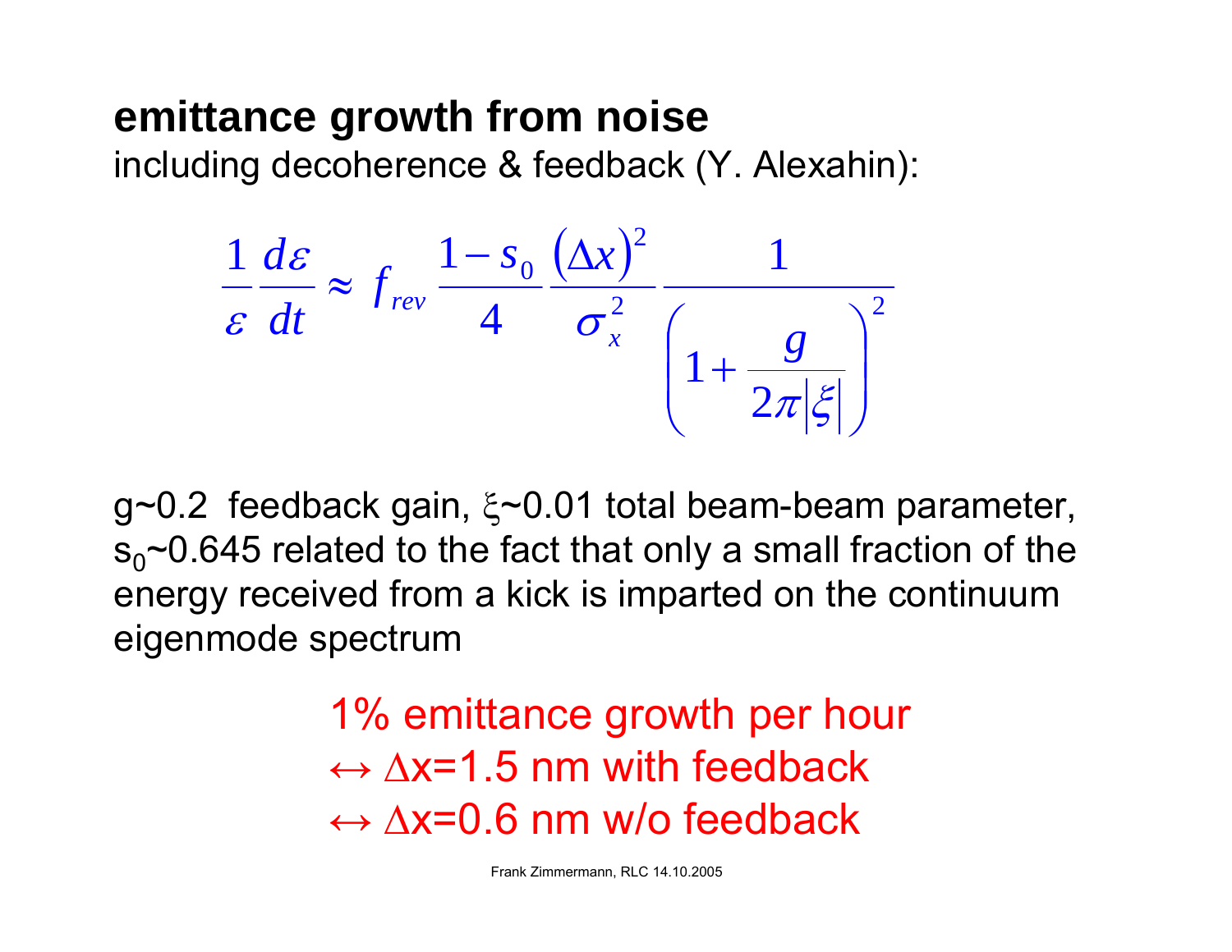## emittance growth from noise

including decoherence & feedback (Y. Alexahin):

$$\frac{1}{\varepsilon}\frac{d\varepsilon}{dt} \approx f_{rev}\,\frac{1-s_0}{4}\,\frac{(\Delta x)^2}{\sigma_x^2}\,\frac{1}{\left(1+\frac{g}{2\pi|\xi|}\right)^2}$$

g~0.2 feedback gain, $\xi$~0.01 total beam-beam parameter, $s_0$~0.645 related to the fact that only a small fraction of the energy received from a kick is imparted on the continuum eigenmode spectrum

1% emittance growth per hour
$\leftrightarrow$ $\Delta$x=1.5 nm with feedback
$\leftrightarrow$ $\Delta$x=0.6 nm w/o feedback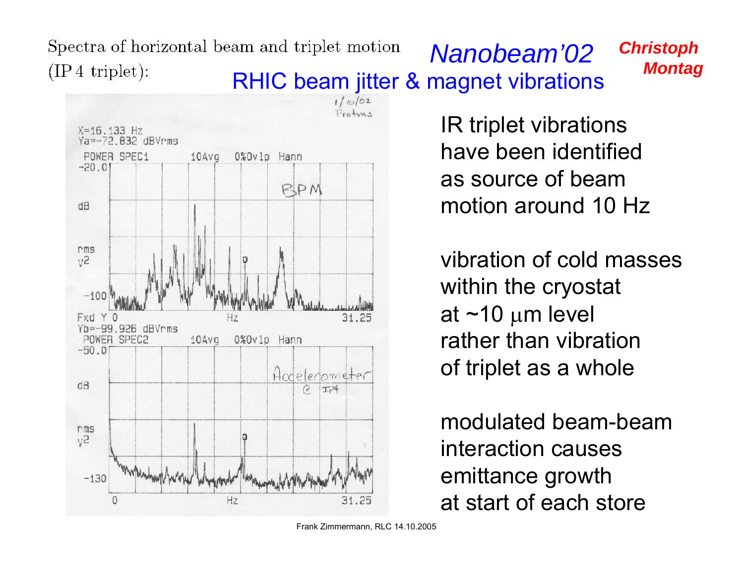Spectra of horizontal beam and triplet motion (IP 4 triplet):

## *Nanobeam'02*

***Christoph Montag***

## RHIC beam jitter & magnet vibrations

IR triplet vibrations have been identified as source of beam motion around 10 Hz

vibration of cold masses within the cryostat at ~10 μm level rather than vibration of triplet as a whole

modulated beam-beam interaction causes emittance growth at start of each store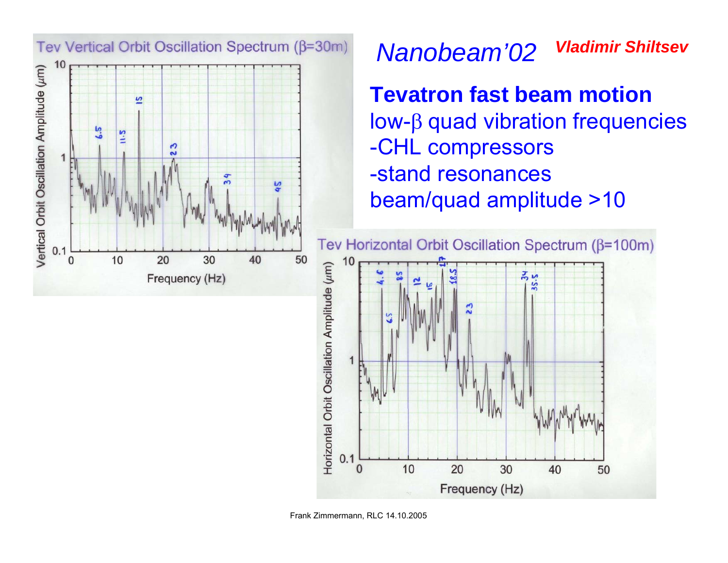# *Nanobeam'02* ***Vladimir Shiltsev***

**Tevatron fast beam motion**

low-$\beta$ quad vibration frequencies

-CHL compressors

-stand resonances

beam/quad amplitude >10

Tev Vertical Orbit Oscillation Spectrum ($\beta$=30m)

Tev Horizontal Orbit Oscillation Spectrum ($\beta$=100m)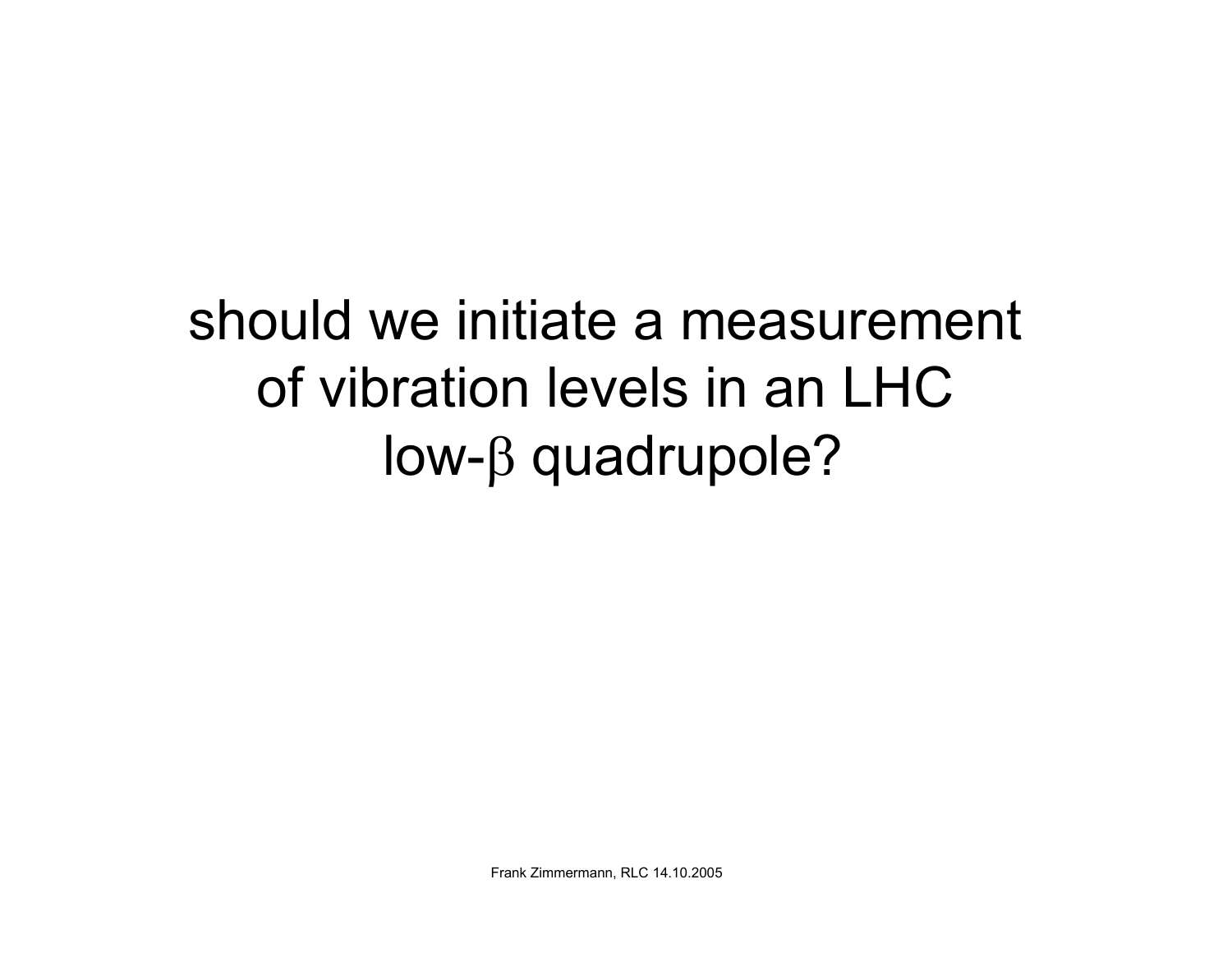should we initiate a measurement of vibration levels in an LHC low-$\beta$ quadrupole?

Frank Zimmermann, RLC 14.10.2005